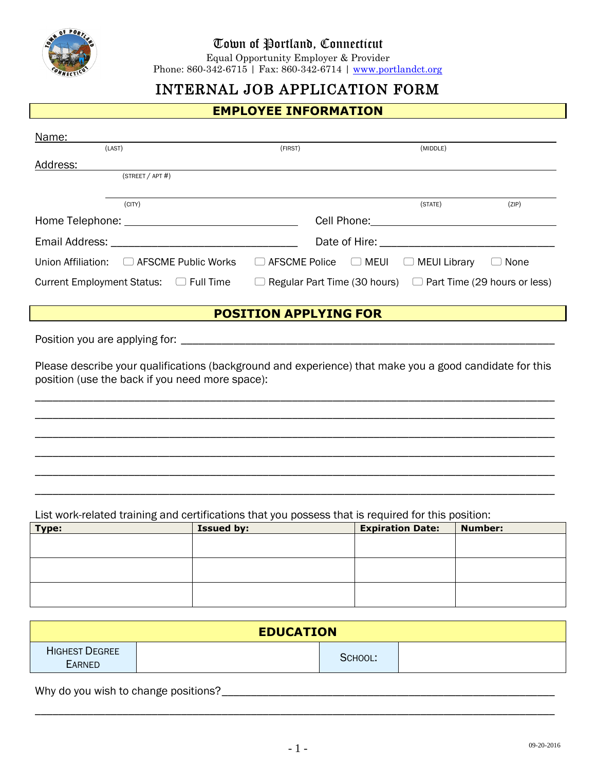# Town of Portland, Connecticut

Equal Opportunity Employer & Provider
Phone: 860-342-6715 | Fax: 860-342-6714 | www.portlandct.org

## INTERNAL JOB APPLICATION FORM

### EMPLOYEE INFORMATION

Name: ______________________________________________________________
(LAST) (FIRST) (MIDDLE)

Address: ______________________________________________________________
(STREET / APT #)

______________________________________________________________
(CITY) (STATE) (ZIP)

Home Telephone: ______________________________ Cell Phone: ______________________________

Email Address: ______________________________ Date of Hire: ______________________________

Union Affiliation: ☐ AFSCME Public Works ☐ AFSCME Police ☐ MEUI ☐ MEUI Library ☐ None

Current Employment Status: ☐ Full Time ☐ Regular Part Time (30 hours) ☐ Part Time (29 hours or less)

### POSITION APPLYING FOR

Position you are applying for: ______________________________________________________________

Please describe your qualifications (background and experience) that make you a good candidate for this position (use the back if you need more space):

______________________________________________________________

______________________________________________________________

______________________________________________________________

______________________________________________________________

______________________________________________________________

______________________________________________________________

List work-related training and certifications that you possess that is required for this position:

| Type: | Issued by: | Expiration Date: | Number: |
|---|---|---|---|
| | | | |
| | | | |
| | | | |

### EDUCATION

| Highest Degree Earned | | School: | |
|---|---|---|---|

Why do you wish to change positions?______________________________________________________________

______________________________________________________________

09-20-2016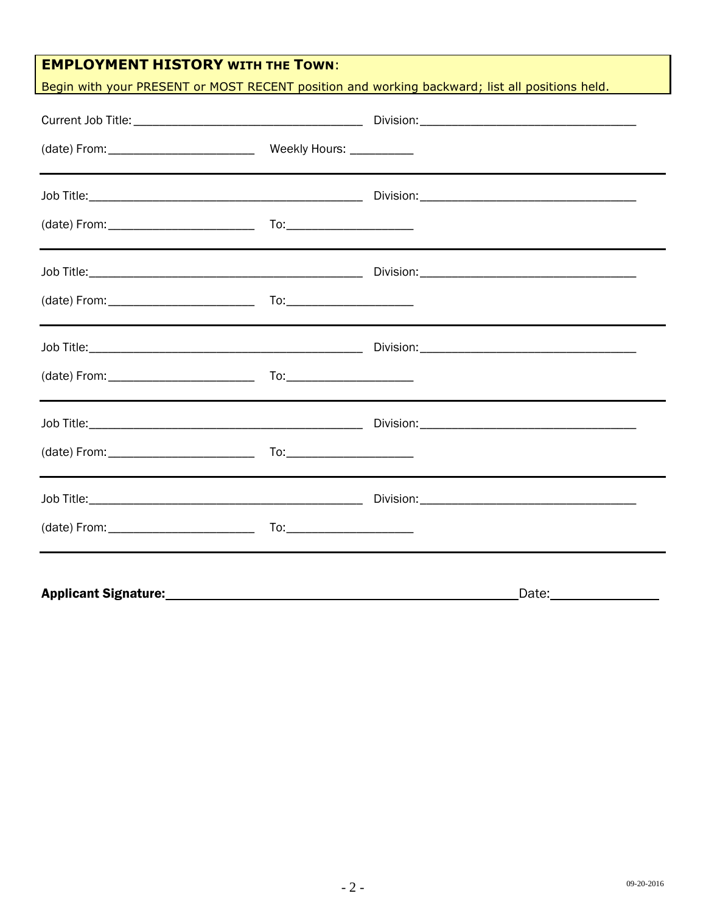## EMPLOYMENT HISTORY WITH THE TOWN:

Begin with your PRESENT or MOST RECENT position and working backward; list all positions held.

Current Job Title: ______________________________ Division: ______________________________

(date) From: ____________________ Weekly Hours: __________

---

Job Title: ______________________________ Division: ______________________________

(date) From: ____________________ To: ____________________

---

Job Title: ______________________________ Division: ______________________________

(date) From: ____________________ To: ____________________

---

Job Title: ______________________________ Division: ______________________________

(date) From: ____________________ To: ____________________

---

Job Title: ______________________________ Division: ______________________________

(date) From: ____________________ To: ____________________

---

Job Title: ______________________________ Division: ______________________________

(date) From: ____________________ To: ____________________

---

**Applicant Signature:** ________________________________________ Date: ______________

09-20-2016